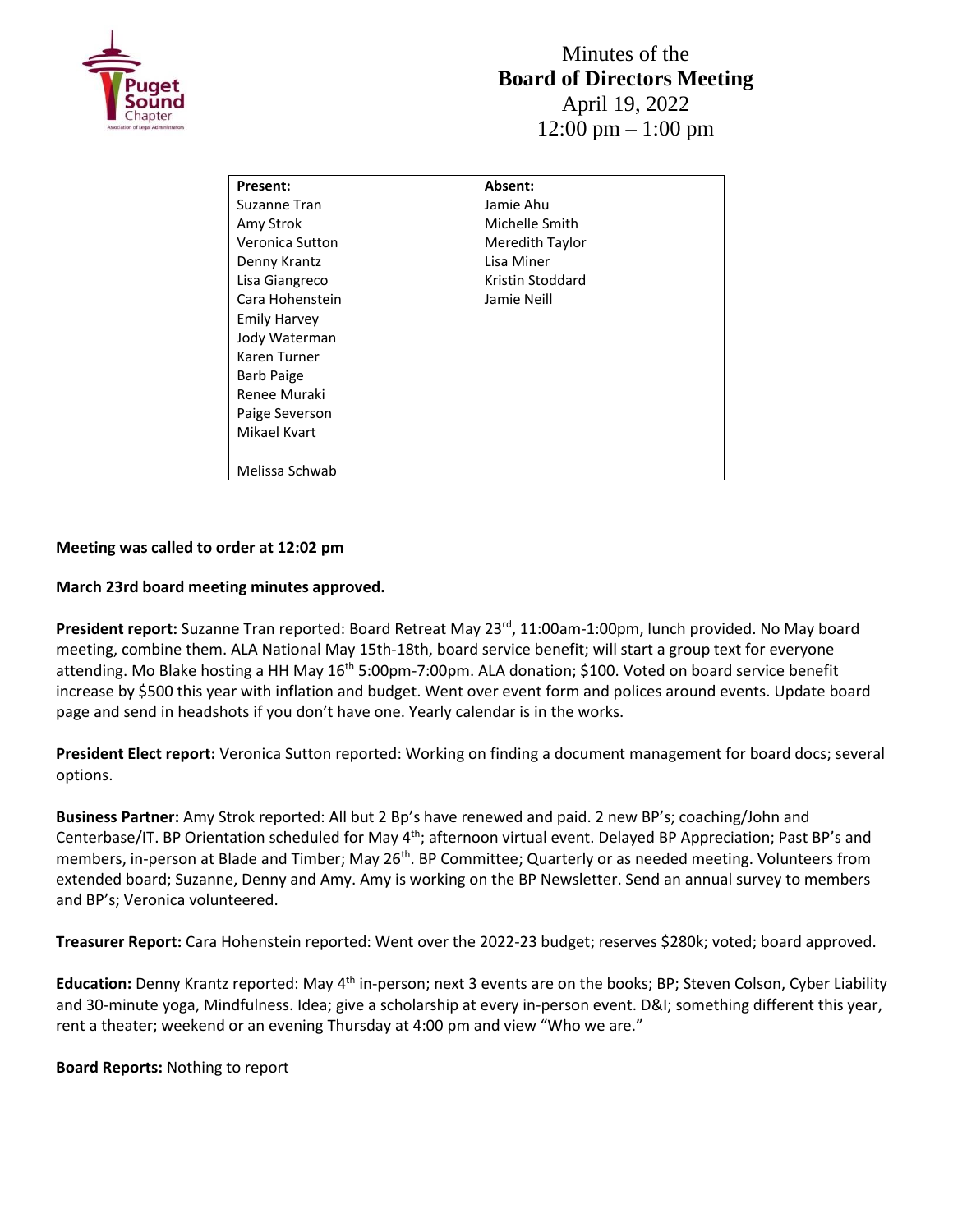# Minutes of the
# Board of Directors Meeting
April 19, 2022
12:00 pm – 1:00 pm

| Present: | Absent: |
|---|---|
| Suzanne Tran | Jamie Ahu |
| Amy Strok | Michelle Smith |
| Veronica Sutton | Meredith Taylor |
| Denny Krantz | Lisa Miner |
| Lisa Giangreco | Kristin Stoddard |
| Cara Hohenstein | Jamie Neill |
| Emily Harvey | |
| Jody Waterman | |
| Karen Turner | |
| Barb Paige | |
| Renee Muraki | |
| Paige Severson | |
| Mikael Kvart | |
| | |
| Melissa Schwab | |

**Meeting was called to order at 12:02 pm**

**March 23rd board meeting minutes approved.**

**President report:** Suzanne Tran reported: Board Retreat May 23rd, 11:00am-1:00pm, lunch provided. No May board meeting, combine them. ALA National May 15th-18th, board service benefit; will start a group text for everyone attending. Mo Blake hosting a HH May 16th 5:00pm-7:00pm. ALA donation; $100. Voted on board service benefit increase by $500 this year with inflation and budget. Went over event form and polices around events. Update board page and send in headshots if you don't have one. Yearly calendar is in the works.

**President Elect report:** Veronica Sutton reported: Working on finding a document management for board docs; several options.

**Business Partner:** Amy Strok reported: All but 2 Bp's have renewed and paid. 2 new BP's; coaching/John and Centerbase/IT. BP Orientation scheduled for May 4th; afternoon virtual event. Delayed BP Appreciation; Past BP's and members, in-person at Blade and Timber; May 26th. BP Committee; Quarterly or as needed meeting. Volunteers from extended board; Suzanne, Denny and Amy. Amy is working on the BP Newsletter. Send an annual survey to members and BP's; Veronica volunteered.

**Treasurer Report:** Cara Hohenstein reported: Went over the 2022-23 budget; reserves $280k; voted; board approved.

**Education:** Denny Krantz reported: May 4th in-person; next 3 events are on the books; BP; Steven Colson, Cyber Liability and 30-minute yoga, Mindfulness. Idea; give a scholarship at every in-person event. D&I; something different this year, rent a theater; weekend or an evening Thursday at 4:00 pm and view "Who we are."

**Board Reports:** Nothing to report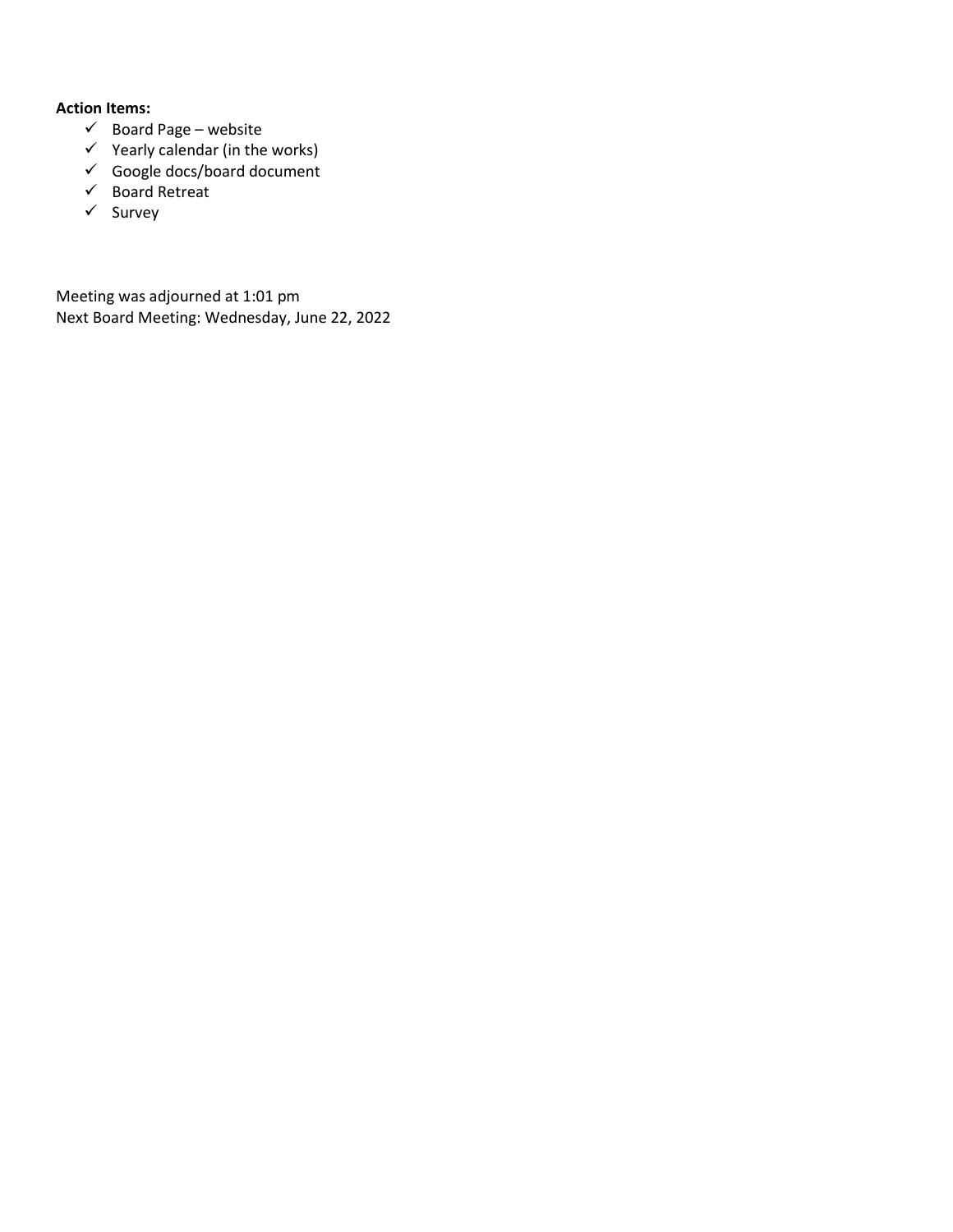**Action Items:**

- ✓ Board Page – website
- ✓ Yearly calendar (in the works)
- ✓ Google docs/board document
- ✓ Board Retreat
- ✓ Survey

Meeting was adjourned at 1:01 pm
Next Board Meeting: Wednesday, June 22, 2022